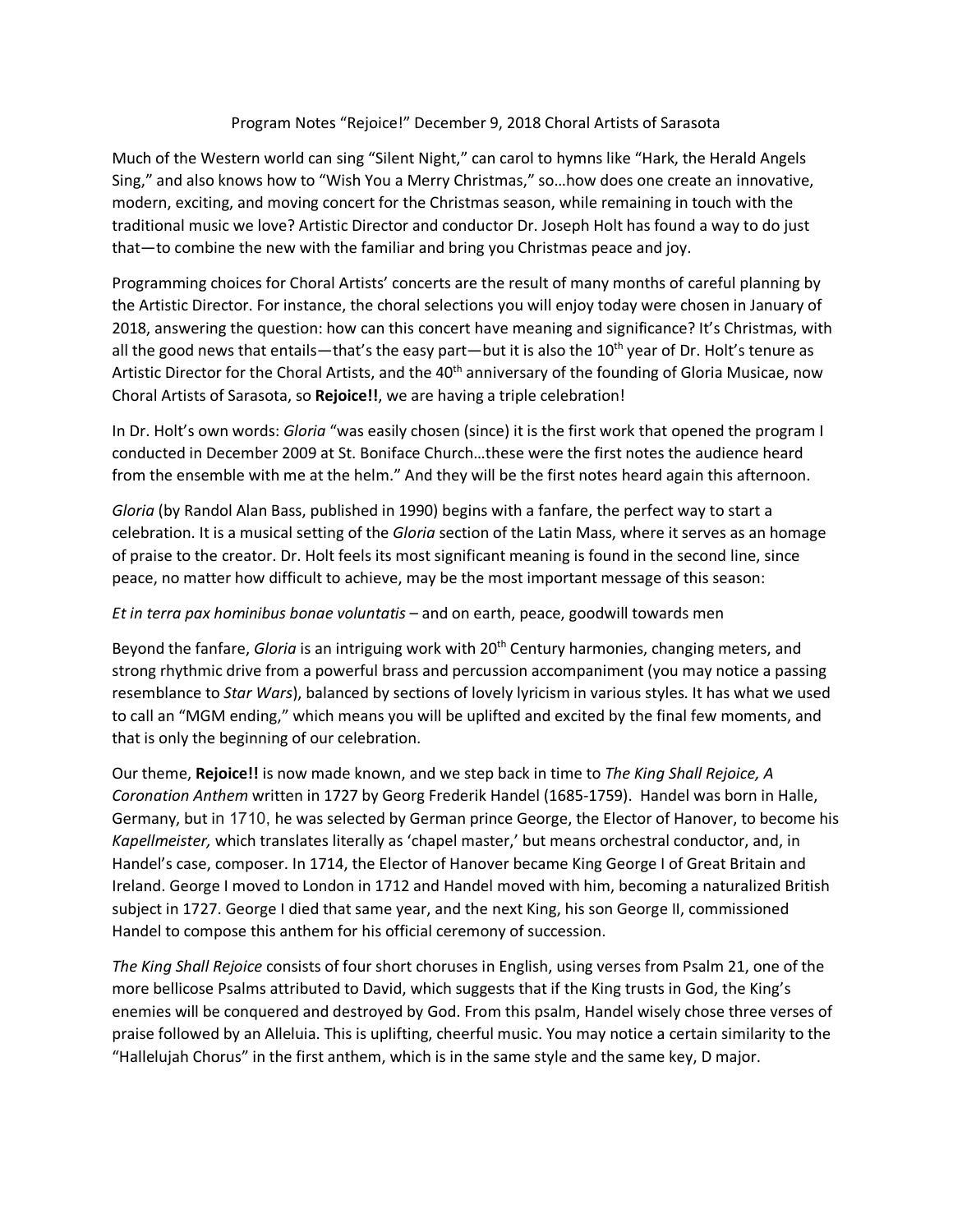Program Notes "Rejoice!" December 9, 2018 Choral Artists of Sarasota

Much of the Western world can sing "Silent Night," can carol to hymns like "Hark, the Herald Angels Sing," and also knows how to "Wish You a Merry Christmas," so…how does one create an innovative, modern, exciting, and moving concert for the Christmas season, while remaining in touch with the traditional music we love? Artistic Director and conductor Dr. Joseph Holt has found a way to do just that—to combine the new with the familiar and bring you Christmas peace and joy.

Programming choices for Choral Artists' concerts are the result of many months of careful planning by the Artistic Director. For instance, the choral selections you will enjoy today were chosen in January of 2018, answering the question: how can this concert have meaning and significance? It's Christmas, with all the good news that entails—that's the easy part—but it is also the 10th year of Dr. Holt's tenure as Artistic Director for the Choral Artists, and the 40th anniversary of the founding of Gloria Musicae, now Choral Artists of Sarasota, so **Rejoice!!**, we are having a triple celebration!

In Dr. Holt's own words: *Gloria* "was easily chosen (since) it is the first work that opened the program I conducted in December 2009 at St. Boniface Church…these were the first notes the audience heard from the ensemble with me at the helm." And they will be the first notes heard again this afternoon.

*Gloria* (by Randol Alan Bass, published in 1990) begins with a fanfare, the perfect way to start a celebration. It is a musical setting of the *Gloria* section of the Latin Mass, where it serves as an homage of praise to the creator. Dr. Holt feels its most significant meaning is found in the second line, since peace, no matter how difficult to achieve, may be the most important message of this season:

*Et in terra pax hominibus bonae voluntatis* – and on earth, peace, goodwill towards men

Beyond the fanfare, *Gloria* is an intriguing work with 20th Century harmonies, changing meters, and strong rhythmic drive from a powerful brass and percussion accompaniment (you may notice a passing resemblance to *Star Wars*), balanced by sections of lovely lyricism in various styles. It has what we used to call an "MGM ending," which means you will be uplifted and excited by the final few moments, and that is only the beginning of our celebration.

Our theme, **Rejoice!!** is now made known, and we step back in time to *The King Shall Rejoice, A Coronation Anthem* written in 1727 by Georg Frederik Handel (1685-1759). Handel was born in Halle, Germany, but in 1710, he was selected by German prince George, the Elector of Hanover, to become his *Kapellmeister,* which translates literally as 'chapel master,' but means orchestral conductor, and, in Handel's case, composer. In 1714, the Elector of Hanover became King George I of Great Britain and Ireland. George I moved to London in 1712 and Handel moved with him, becoming a naturalized British subject in 1727. George I died that same year, and the next King, his son George II, commissioned Handel to compose this anthem for his official ceremony of succession.

*The King Shall Rejoice* consists of four short choruses in English, using verses from Psalm 21, one of the more bellicose Psalms attributed to David, which suggests that if the King trusts in God, the King's enemies will be conquered and destroyed by God. From this psalm, Handel wisely chose three verses of praise followed by an Alleluia. This is uplifting, cheerful music. You may notice a certain similarity to the "Hallelujah Chorus" in the first anthem, which is in the same style and the same key, D major.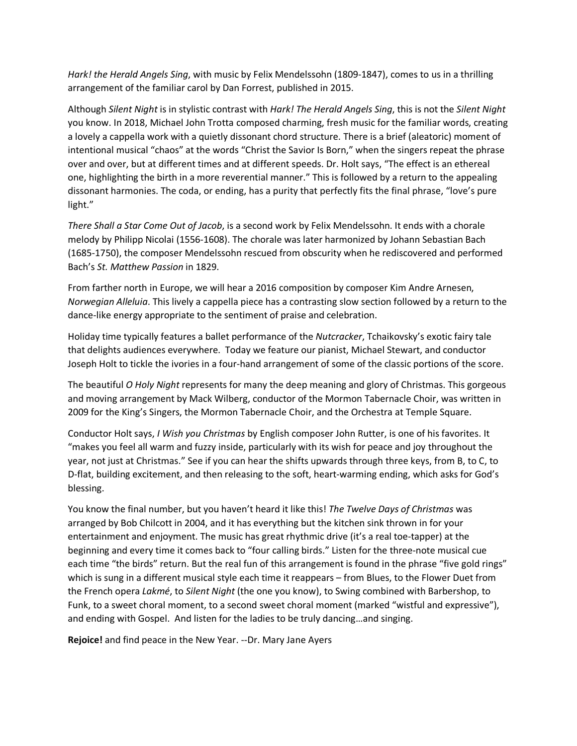*Hark! the Herald Angels Sing*, with music by Felix Mendelssohn (1809-1847), comes to us in a thrilling arrangement of the familiar carol by Dan Forrest, published in 2015.

Although *Silent Night* is in stylistic contrast with *Hark! The Herald Angels Sing*, this is not the *Silent Night* you know. In 2018, Michael John Trotta composed charming, fresh music for the familiar words, creating a lovely a cappella work with a quietly dissonant chord structure. There is a brief (aleatoric) moment of intentional musical "chaos" at the words "Christ the Savior Is Born," when the singers repeat the phrase over and over, but at different times and at different speeds. Dr. Holt says, "The effect is an ethereal one, highlighting the birth in a more reverential manner." This is followed by a return to the appealing dissonant harmonies. The coda, or ending, has a purity that perfectly fits the final phrase, "love's pure light."

*There Shall a Star Come Out of Jacob*, is a second work by Felix Mendelssohn. It ends with a chorale melody by Philipp Nicolai (1556-1608). The chorale was later harmonized by Johann Sebastian Bach (1685-1750), the composer Mendelssohn rescued from obscurity when he rediscovered and performed Bach's *St. Matthew Passion* in 1829.

From farther north in Europe, we will hear a 2016 composition by composer Kim Andre Arnesen, *Norwegian Alleluia*. This lively a cappella piece has a contrasting slow section followed by a return to the dance-like energy appropriate to the sentiment of praise and celebration.

Holiday time typically features a ballet performance of the *Nutcracker*, Tchaikovsky's exotic fairy tale that delights audiences everywhere. Today we feature our pianist, Michael Stewart, and conductor Joseph Holt to tickle the ivories in a four-hand arrangement of some of the classic portions of the score.

The beautiful *O Holy Night* represents for many the deep meaning and glory of Christmas. This gorgeous and moving arrangement by Mack Wilberg, conductor of the Mormon Tabernacle Choir, was written in 2009 for the King's Singers, the Mormon Tabernacle Choir, and the Orchestra at Temple Square.

Conductor Holt says, *I Wish you Christmas* by English composer John Rutter, is one of his favorites. It "makes you feel all warm and fuzzy inside, particularly with its wish for peace and joy throughout the year, not just at Christmas." See if you can hear the shifts upwards through three keys, from B, to C, to D-flat, building excitement, and then releasing to the soft, heart-warming ending, which asks for God's blessing.

You know the final number, but you haven't heard it like this! *The Twelve Days of Christmas* was arranged by Bob Chilcott in 2004, and it has everything but the kitchen sink thrown in for your entertainment and enjoyment. The music has great rhythmic drive (it's a real toe-tapper) at the beginning and every time it comes back to "four calling birds." Listen for the three-note musical cue each time "the birds" return. But the real fun of this arrangement is found in the phrase "five gold rings" which is sung in a different musical style each time it reappears – from Blues, to the Flower Duet from the French opera *Lakmé*, to *Silent Night* (the one you know), to Swing combined with Barbershop, to Funk, to a sweet choral moment, to a second sweet choral moment (marked "wistful and expressive"), and ending with Gospel. And listen for the ladies to be truly dancing…and singing.

**Rejoice!** and find peace in the New Year. --Dr. Mary Jane Ayers